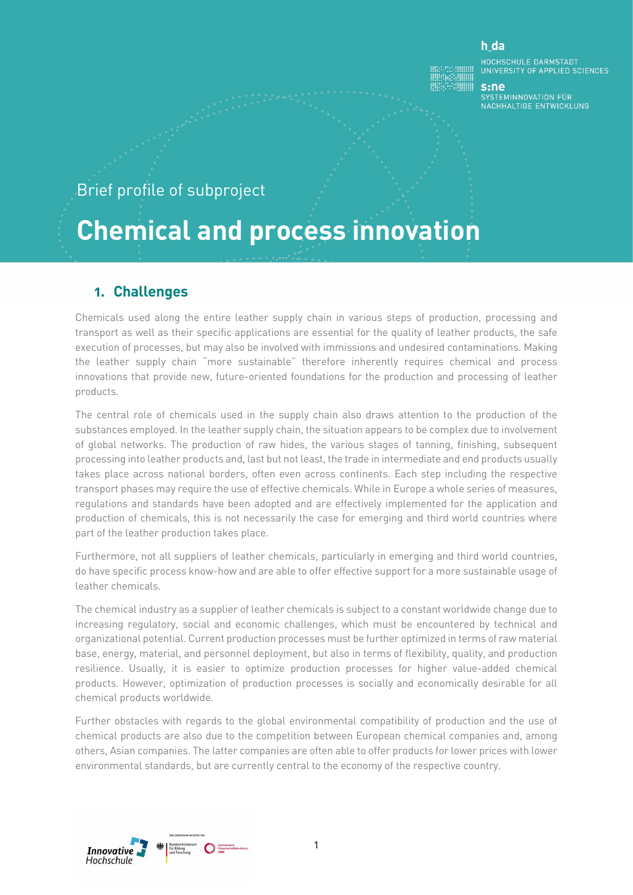Brief profile of subproject

# Chemical and process innovation

## 1. Challenges

Chemicals used along the entire leather supply chain in various steps of production, processing and transport as well as their specific applications are essential for the quality of leather products, the safe execution of processes, but may also be involved with immissions and undesired contaminations. Making the leather supply chain "more sustainable" therefore inherently requires chemical and process innovations that provide new, future-oriented foundations for the production and processing of leather products.

The central role of chemicals used in the supply chain also draws attention to the production of the substances employed. In the leather supply chain, the situation appears to be complex due to involvement of global networks. The production of raw hides, the various stages of tanning, finishing, subsequent processing into leather products and, last but not least, the trade in intermediate and end products usually takes place across national borders, often even across continents. Each step including the respective transport phases may require the use of effective chemicals. While in Europe a whole series of measures, regulations and standards have been adopted and are effectively implemented for the application and production of chemicals, this is not necessarily the case for emerging and third world countries where part of the leather production takes place.

Furthermore, not all suppliers of leather chemicals, particularly in emerging and third world countries, do have specific process know-how and are able to offer effective support for a more sustainable usage of leather chemicals.

The chemical industry as a supplier of leather chemicals is subject to a constant worldwide change due to increasing regulatory, social and economic challenges, which must be encountered by technical and organizational potential. Current production processes must be further optimized in terms of raw material base, energy, material, and personnel deployment, but also in terms of flexibility, quality, and production resilience. Usually, it is easier to optimize production processes for higher value-added chemical products. However, optimization of production processes is socially and economically desirable for all chemical products worldwide.

Further obstacles with regards to the global environmental compatibility of production and the use of chemical products are also due to the competition between European chemical companies and, among others, Asian companies. The latter companies are often able to offer products for lower prices with lower environmental standards, but are currently central to the economy of the respective country.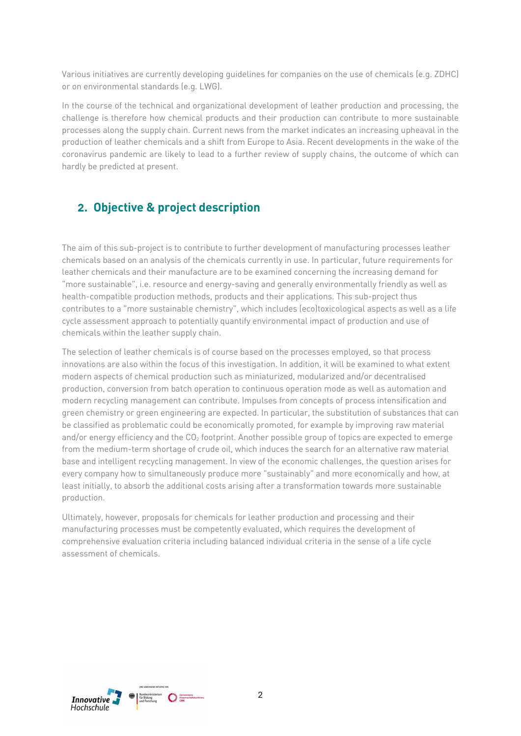Various initiatives are currently developing guidelines for companies on the use of chemicals (e.g. ZDHC) or on environmental standards (e.g. LWG).

In the course of the technical and organizational development of leather production and processing, the challenge is therefore how chemical products and their production can contribute to more sustainable processes along the supply chain. Current news from the market indicates an increasing upheaval in the production of leather chemicals and a shift from Europe to Asia. Recent developments in the wake of the coronavirus pandemic are likely to lead to a further review of supply chains, the outcome of which can hardly be predicted at present.

## 2. Objective & project description

The aim of this sub-project is to contribute to further development of manufacturing processes leather chemicals based on an analysis of the chemicals currently in use. In particular, future requirements for leather chemicals and their manufacture are to be examined concerning the increasing demand for "more sustainable", i.e. resource and energy-saving and generally environmentally friendly as well as health-compatible production methods, products and their applications. This sub-project thus contributes to a "more sustainable chemistry", which includes (eco)toxicological aspects as well as a life cycle assessment approach to potentially quantify environmental impact of production and use of chemicals within the leather supply chain.

The selection of leather chemicals is of course based on the processes employed, so that process innovations are also within the focus of this investigation. In addition, it will be examined to what extent modern aspects of chemical production such as miniaturized, modularized and/or decentralised production, conversion from batch operation to continuous operation mode as well as automation and modern recycling management can contribute. Impulses from concepts of process intensification and green chemistry or green engineering are expected. In particular, the substitution of substances that can be classified as problematic could be economically promoted, for example by improving raw material and/or energy efficiency and the $CO_2$ footprint. Another possible group of topics are expected to emerge from the medium-term shortage of crude oil, which induces the search for an alternative raw material base and intelligent recycling management. In view of the economic challenges, the question arises for every company how to simultaneously produce more "sustainably" and more economically and how, at least initially, to absorb the additional costs arising after a transformation towards more sustainable production.

Ultimately, however, proposals for chemicals for leather production and processing and their manufacturing processes must be competently evaluated, which requires the development of comprehensive evaluation criteria including balanced individual criteria in the sense of a life cycle assessment of chemicals.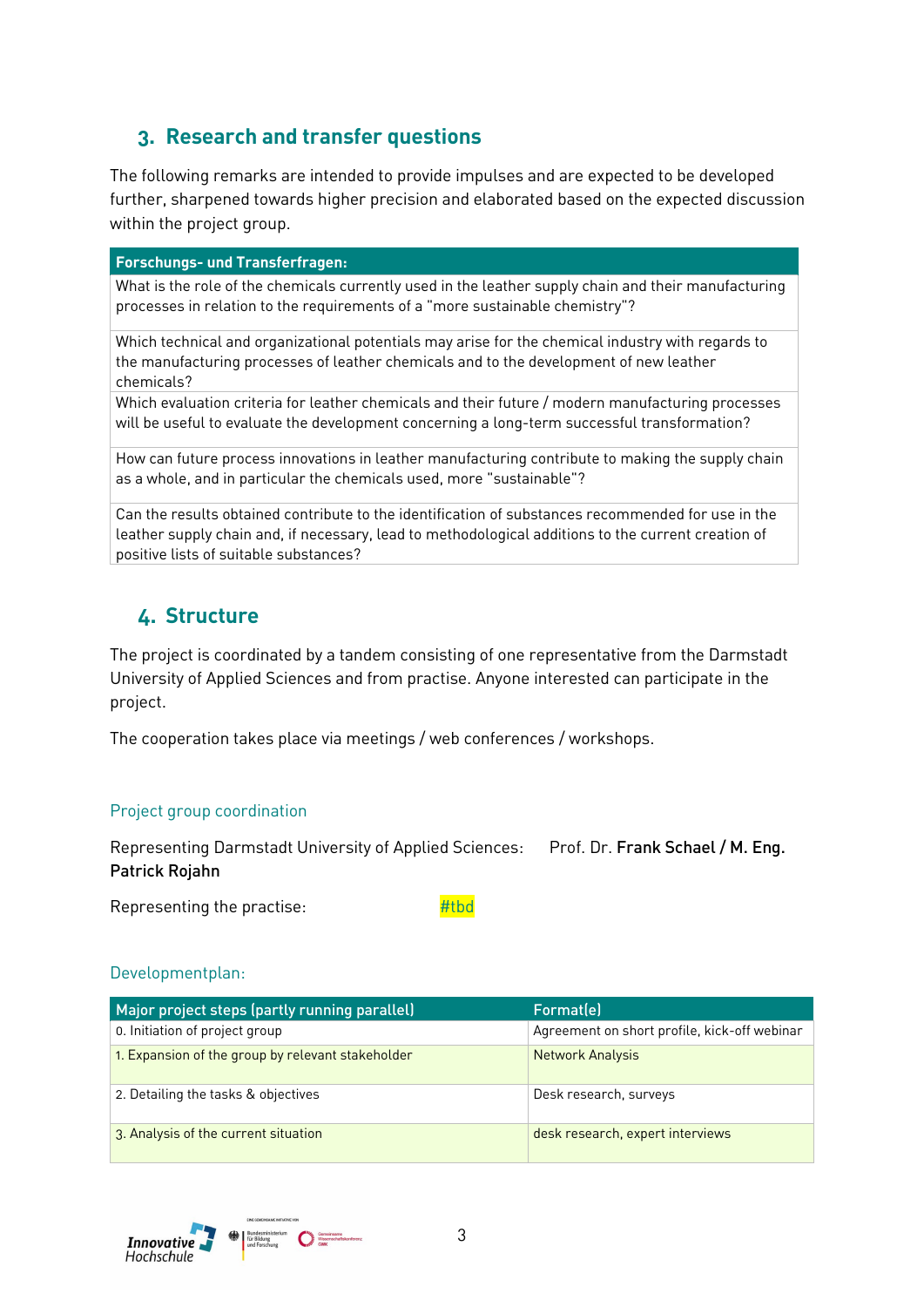## 3. Research and transfer questions

The following remarks are intended to provide impulses and are expected to be developed further, sharpened towards higher precision and elaborated based on the expected discussion within the project group.

| Forschungs- und Transferfragen: |
|---|
| What is the role of the chemicals currently used in the leather supply chain and their manufacturing processes in relation to the requirements of a "more sustainable chemistry"? |
| Which technical and organizational potentials may arise for the chemical industry with regards to the manufacturing processes of leather chemicals and to the development of new leather chemicals? |
| Which evaluation criteria for leather chemicals and their future / modern manufacturing processes will be useful to evaluate the development concerning a long-term successful transformation? |
| How can future process innovations in leather manufacturing contribute to making the supply chain as a whole, and in particular the chemicals used, more "sustainable"? |
| Can the results obtained contribute to the identification of substances recommended for use in the leather supply chain and, if necessary, lead to methodological additions to the current creation of positive lists of suitable substances? |

## 4. Structure

The project is coordinated by a tandem consisting of one representative from the Darmstadt University of Applied Sciences and from practise. Anyone interested can participate in the project.

The cooperation takes place via meetings / web conferences / workshops.

### Project group coordination

Representing Darmstadt University of Applied Sciences: Prof. Dr. **Frank Schael / M. Eng. Patrick Rojahn**

Representing the practise: #tbd

### Developmentplan:

| Major project steps (partly running parallel) | Format(e) |
|---|---|
| 0. Initiation of project group | Agreement on short profile, kick-off webinar |
| 1. Expansion of the group by relevant stakeholder | Network Analysis |
| 2. Detailing the tasks & objectives | Desk research, surveys |
| 3. Analysis of the current situation | desk research, expert interviews |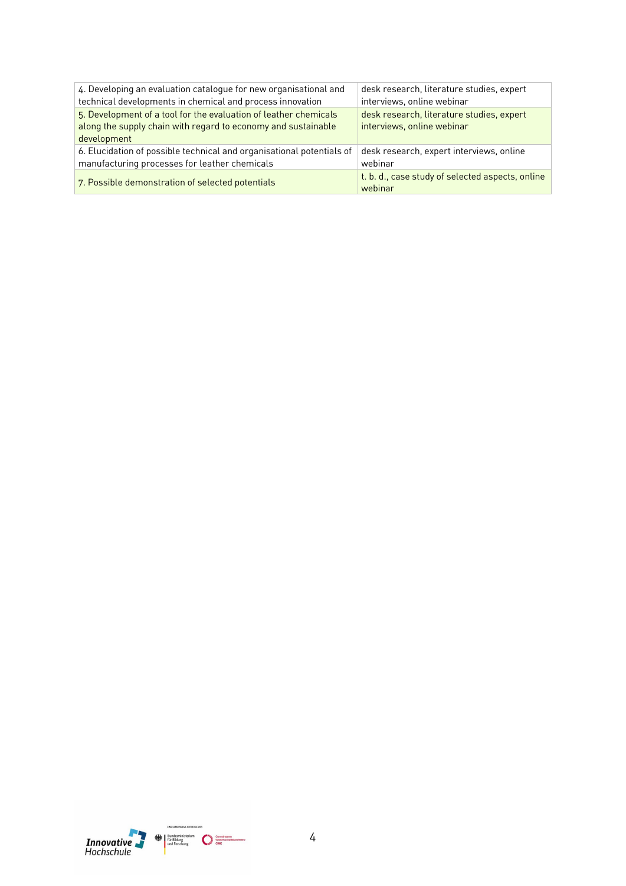| | |
|---|---|
| 4. Developing an evaluation catalogue for new organisational and technical developments in chemical and process innovation | desk research, literature studies, expert interviews, online webinar |
| 5. Development of a tool for the evaluation of leather chemicals along the supply chain with regard to economy and sustainable development | desk research, literature studies, expert interviews, online webinar |
| 6. Elucidation of possible technical and organisational potentials of manufacturing processes for leather chemicals | desk research, expert interviews, online webinar |
| 7. Possible demonstration of selected potentials | t. b. d., case study of selected aspects, online webinar |